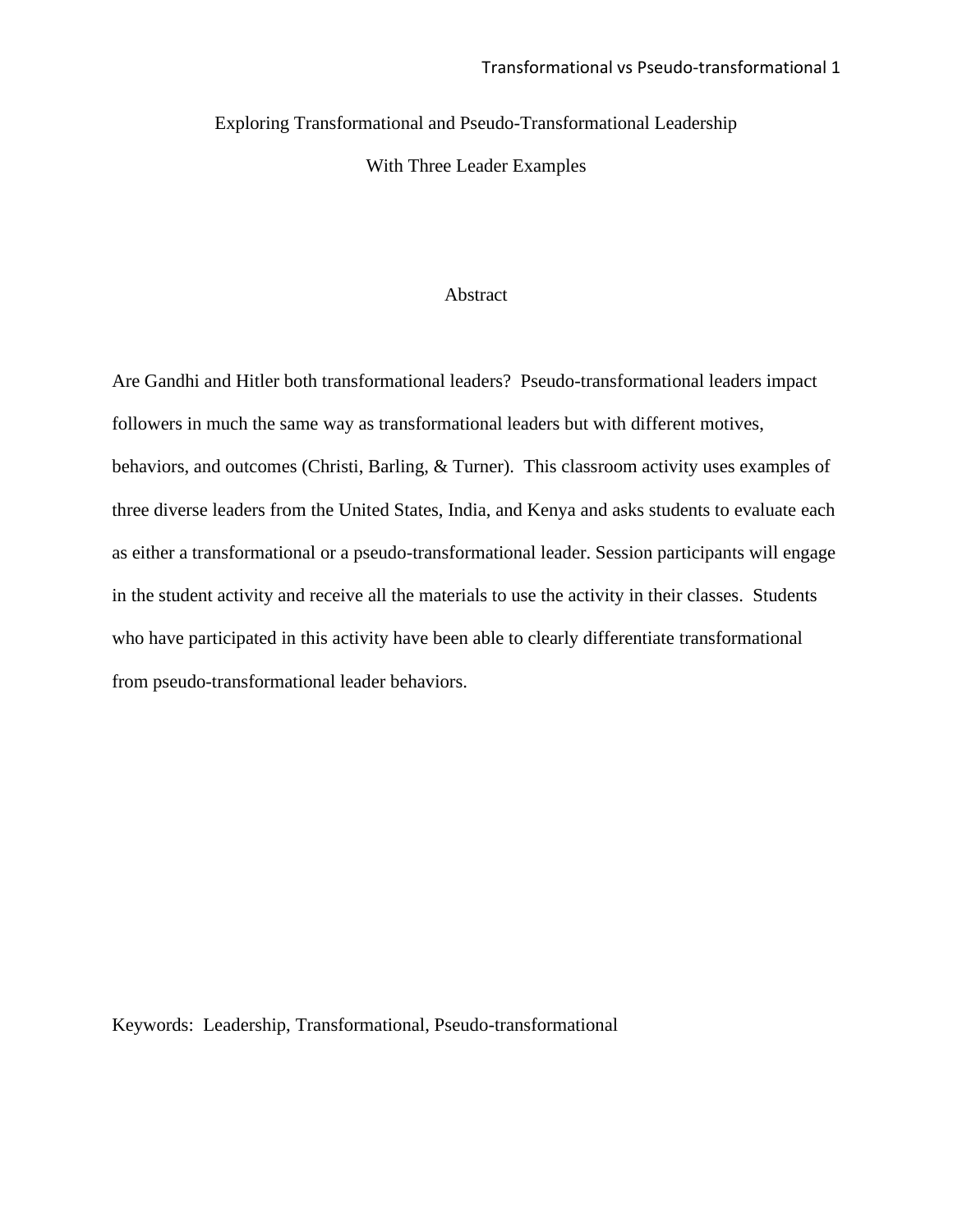# Exploring Transformational and Pseudo-Transformational Leadership With Three Leader Examples

## Abstract

Are Gandhi and Hitler both transformational leaders? Pseudo-transformational leaders impact followers in much the same way as transformational leaders but with different motives, behaviors, and outcomes (Christi, Barling, & Turner). This classroom activity uses examples of three diverse leaders from the United States, India, and Kenya and asks students to evaluate each as either a transformational or a pseudo-transformational leader. Session participants will engage in the student activity and receive all the materials to use the activity in their classes. Students who have participated in this activity have been able to clearly differentiate transformational from pseudo-transformational leader behaviors.

Keywords: Leadership, Transformational, Pseudo-transformational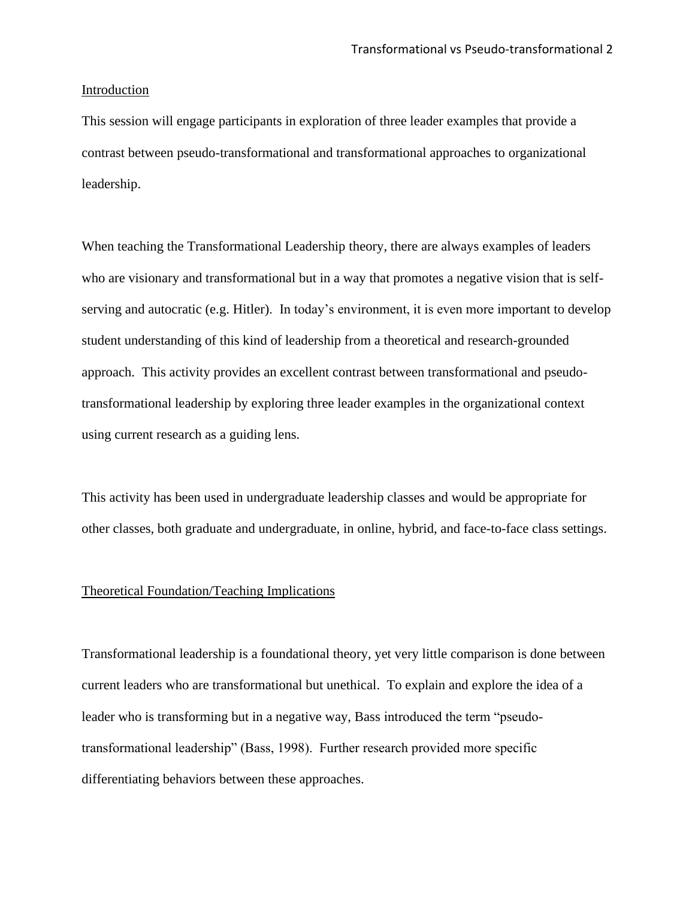## Introduction

This session will engage participants in exploration of three leader examples that provide a contrast between pseudo-transformational and transformational approaches to organizational leadership.

When teaching the Transformational Leadership theory, there are always examples of leaders who are visionary and transformational but in a way that promotes a negative vision that is self-serving and autocratic (e.g. Hitler). In today's environment, it is even more important to develop student understanding of this kind of leadership from a theoretical and research-grounded approach. This activity provides an excellent contrast between transformational and pseudo-transformational leadership by exploring three leader examples in the organizational context using current research as a guiding lens.

This activity has been used in undergraduate leadership classes and would be appropriate for other classes, both graduate and undergraduate, in online, hybrid, and face-to-face class settings.

## Theoretical Foundation/Teaching Implications

Transformational leadership is a foundational theory, yet very little comparison is done between current leaders who are transformational but unethical. To explain and explore the idea of a leader who is transforming but in a negative way, Bass introduced the term "pseudo-transformational leadership" (Bass, 1998). Further research provided more specific differentiating behaviors between these approaches.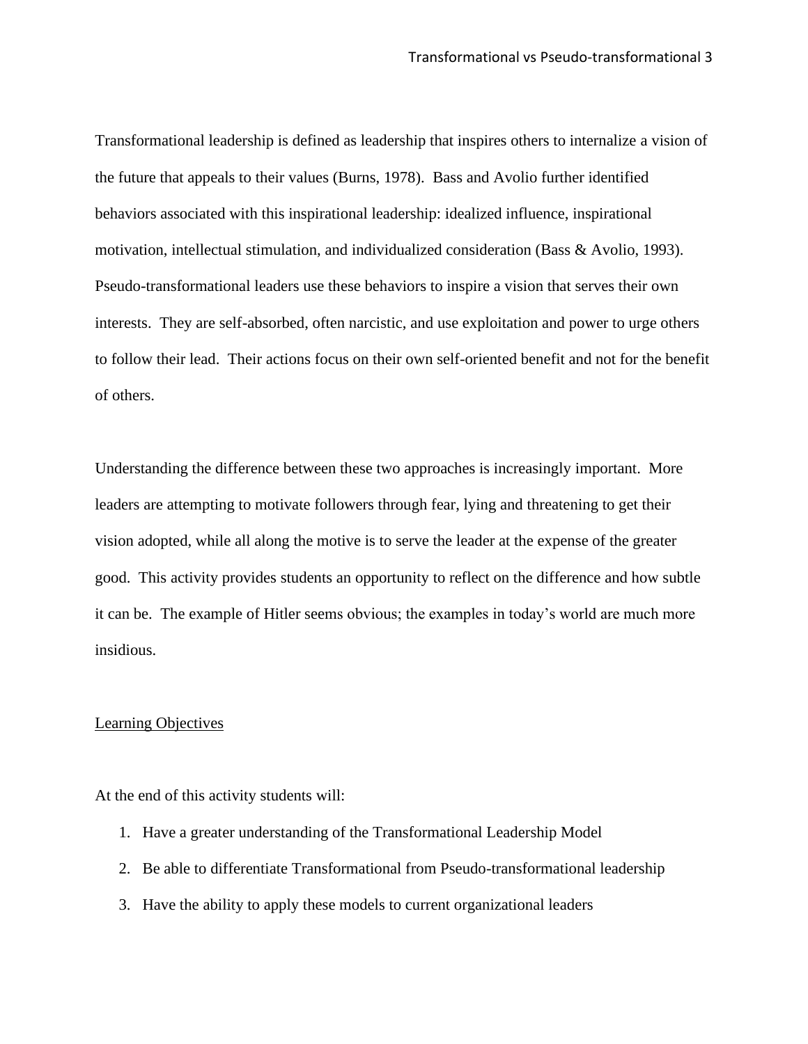Transformational leadership is defined as leadership that inspires others to internalize a vision of the future that appeals to their values (Burns, 1978). Bass and Avolio further identified behaviors associated with this inspirational leadership: idealized influence, inspirational motivation, intellectual stimulation, and individualized consideration (Bass & Avolio, 1993). Pseudo-transformational leaders use these behaviors to inspire a vision that serves their own interests. They are self-absorbed, often narcistic, and use exploitation and power to urge others to follow their lead. Their actions focus on their own self-oriented benefit and not for the benefit of others.

Understanding the difference between these two approaches is increasingly important. More leaders are attempting to motivate followers through fear, lying and threatening to get their vision adopted, while all along the motive is to serve the leader at the expense of the greater good. This activity provides students an opportunity to reflect on the difference and how subtle it can be. The example of Hitler seems obvious; the examples in today's world are much more insidious.

## Learning Objectives

At the end of this activity students will:

1. Have a greater understanding of the Transformational Leadership Model
2. Be able to differentiate Transformational from Pseudo-transformational leadership
3. Have the ability to apply these models to current organizational leaders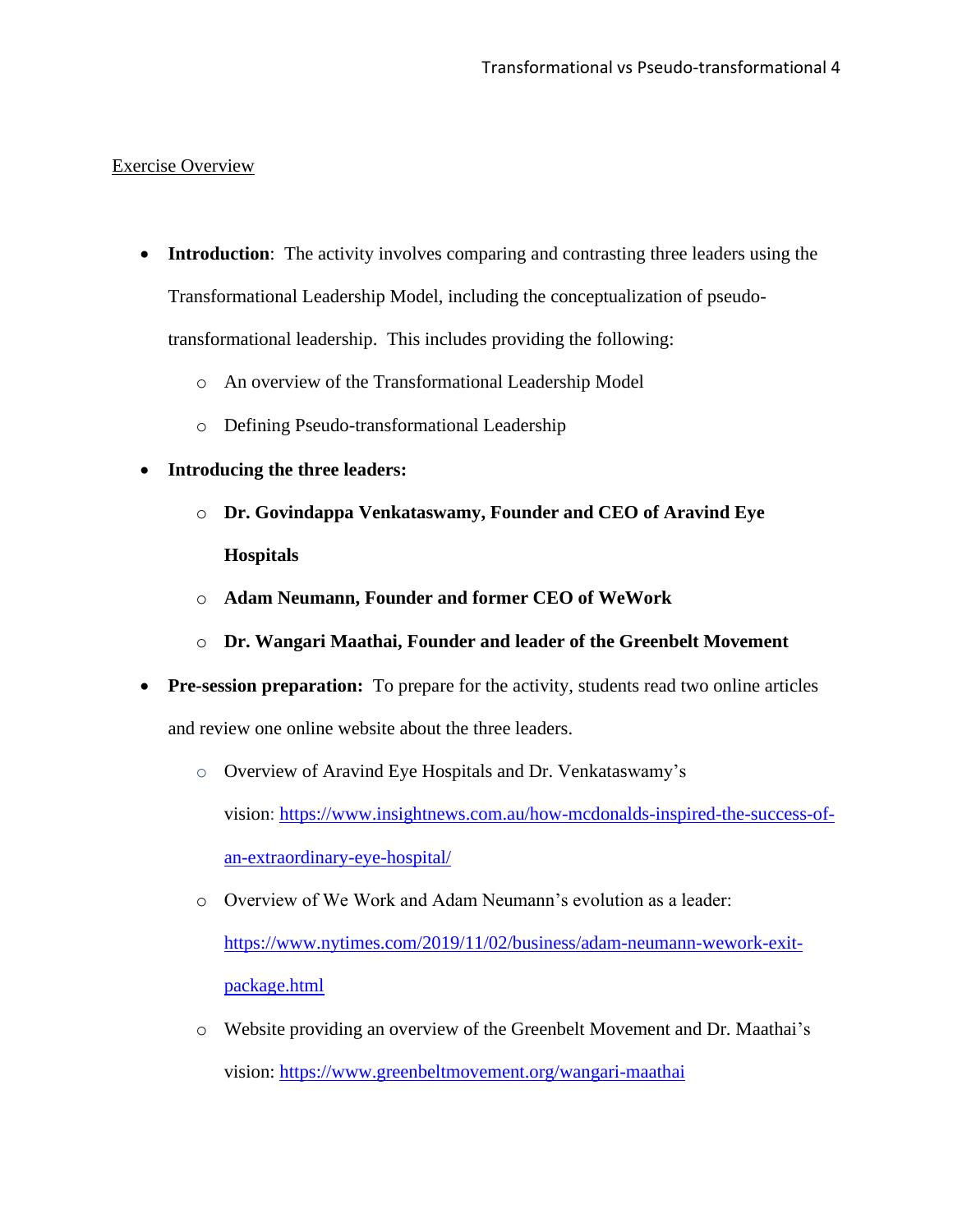<u>Exercise Overview</u>

- **Introduction**: The activity involves comparing and contrasting three leaders using the Transformational Leadership Model, including the conceptualization of pseudo-transformational leadership. This includes providing the following:
  - An overview of the Transformational Leadership Model
  - Defining Pseudo-transformational Leadership
- **Introducing the three leaders:**
  - **Dr. Govindappa Venkataswamy, Founder and CEO of Aravind Eye Hospitals**
  - **Adam Neumann, Founder and former CEO of WeWork**
  - **Dr. Wangari Maathai, Founder and leader of the Greenbelt Movement**
- **Pre-session preparation:** To prepare for the activity, students read two online articles and review one online website about the three leaders.
  - Overview of Aravind Eye Hospitals and Dr. Venkataswamy's vision: https://www.insightnews.com.au/how-mcdonalds-inspired-the-success-of-an-extraordinary-eye-hospital/
  - Overview of We Work and Adam Neumann's evolution as a leader: https://www.nytimes.com/2019/11/02/business/adam-neumann-wework-exit-package.html
  - Website providing an overview of the Greenbelt Movement and Dr. Maathai's vision: https://www.greenbeltmovement.org/wangari-maathai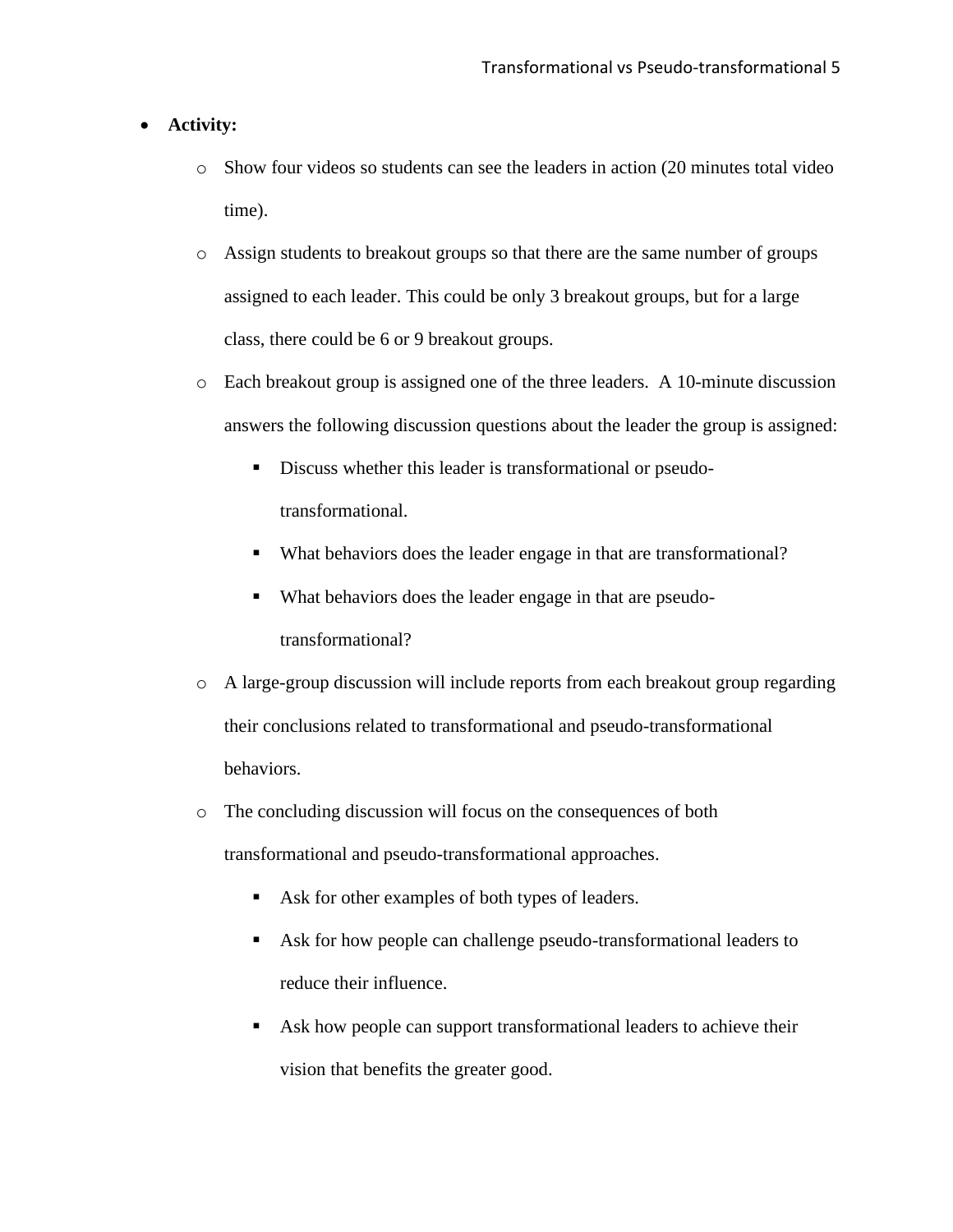- **Activity:**
  - Show four videos so students can see the leaders in action (20 minutes total video time).
  - Assign students to breakout groups so that there are the same number of groups assigned to each leader. This could be only 3 breakout groups, but for a large class, there could be 6 or 9 breakout groups.
  - Each breakout group is assigned one of the three leaders. A 10-minute discussion answers the following discussion questions about the leader the group is assigned:
    - Discuss whether this leader is transformational or pseudo-transformational.
    - What behaviors does the leader engage in that are transformational?
    - What behaviors does the leader engage in that are pseudo-transformational?
  - A large-group discussion will include reports from each breakout group regarding their conclusions related to transformational and pseudo-transformational behaviors.
  - The concluding discussion will focus on the consequences of both transformational and pseudo-transformational approaches.
    - Ask for other examples of both types of leaders.
    - Ask for how people can challenge pseudo-transformational leaders to reduce their influence.
    - Ask how people can support transformational leaders to achieve their vision that benefits the greater good.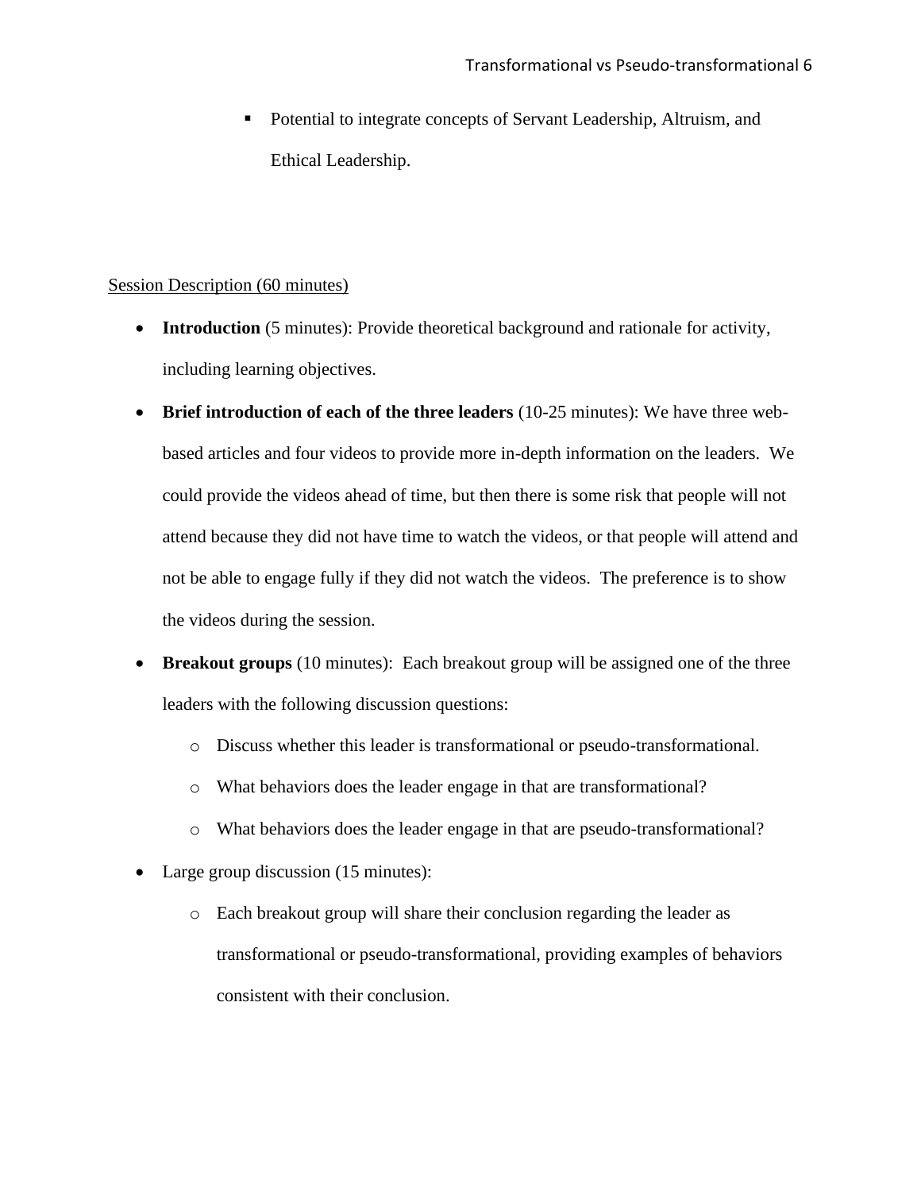- Potential to integrate concepts of Servant Leadership, Altruism, and Ethical Leadership.

<u>Session Description (60 minutes)</u>

- **Introduction** (5 minutes): Provide theoretical background and rationale for activity, including learning objectives.
- **Brief introduction of each of the three leaders** (10-25 minutes): We have three web-based articles and four videos to provide more in-depth information on the leaders. We could provide the videos ahead of time, but then there is some risk that people will not attend because they did not have time to watch the videos, or that people will attend and not be able to engage fully if they did not watch the videos. The preference is to show the videos during the session.
- **Breakout groups** (10 minutes): Each breakout group will be assigned one of the three leaders with the following discussion questions:
  - Discuss whether this leader is transformational or pseudo-transformational.
  - What behaviors does the leader engage in that are transformational?
  - What behaviors does the leader engage in that are pseudo-transformational?
- Large group discussion (15 minutes):
  - Each breakout group will share their conclusion regarding the leader as transformational or pseudo-transformational, providing examples of behaviors consistent with their conclusion.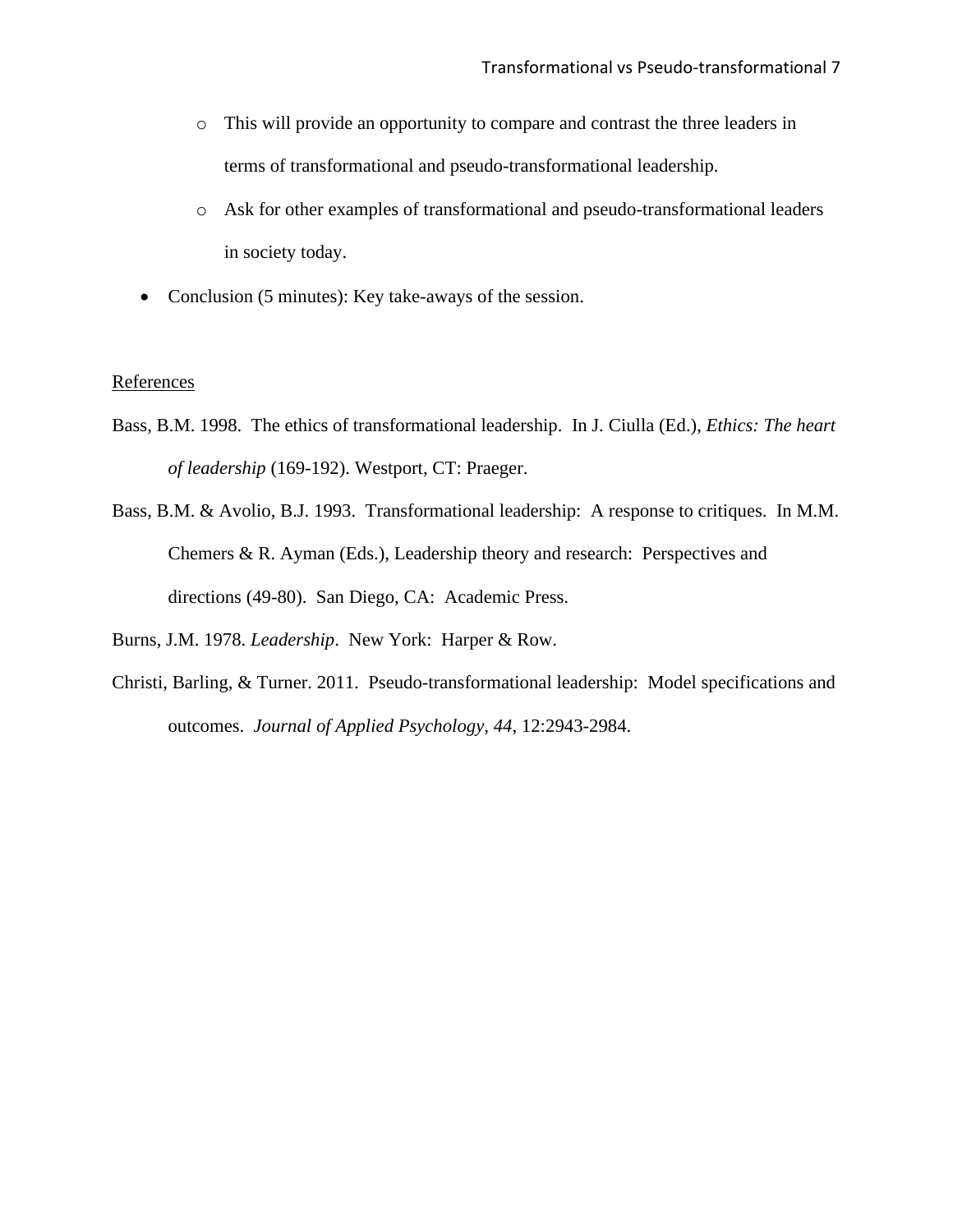- This will provide an opportunity to compare and contrast the three leaders in terms of transformational and pseudo-transformational leadership.
    - Ask for other examples of transformational and pseudo-transformational leaders in society today.
- Conclusion (5 minutes): Key take-aways of the session.

References

Bass, B.M. 1998. The ethics of transformational leadership. In J. Ciulla (Ed.), *Ethics: The heart of leadership* (169-192). Westport, CT: Praeger.

Bass, B.M. & Avolio, B.J. 1993. Transformational leadership: A response to critiques. In M.M. Chemers & R. Ayman (Eds.), Leadership theory and research: Perspectives and directions (49-80). San Diego, CA: Academic Press.

Burns, J.M. 1978. *Leadership*. New York: Harper & Row.

Christi, Barling, & Turner. 2011. Pseudo-transformational leadership: Model specifications and outcomes. *Journal of Applied Psychology*, *44*, 12:2943-2984.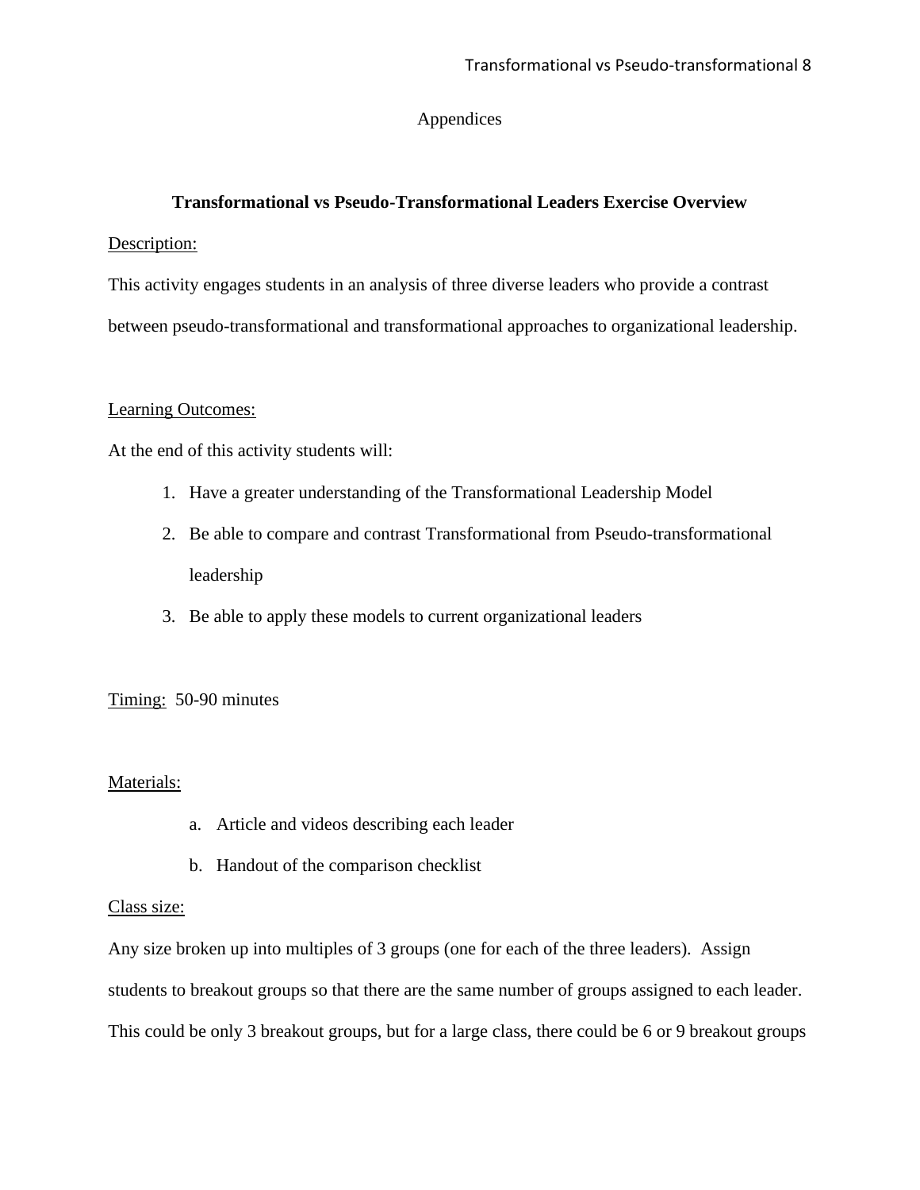# Appendices

## Transformational vs Pseudo-Transformational Leaders Exercise Overview

Description:

This activity engages students in an analysis of three diverse leaders who provide a contrast between pseudo-transformational and transformational approaches to organizational leadership.

Learning Outcomes:

At the end of this activity students will:

1. Have a greater understanding of the Transformational Leadership Model
2. Be able to compare and contrast Transformational from Pseudo-transformational leadership
3. Be able to apply these models to current organizational leaders

Timing: 50-90 minutes

Materials:

a. Article and videos describing each leader
b. Handout of the comparison checklist

Class size:

Any size broken up into multiples of 3 groups (one for each of the three leaders). Assign students to breakout groups so that there are the same number of groups assigned to each leader. This could be only 3 breakout groups, but for a large class, there could be 6 or 9 breakout groups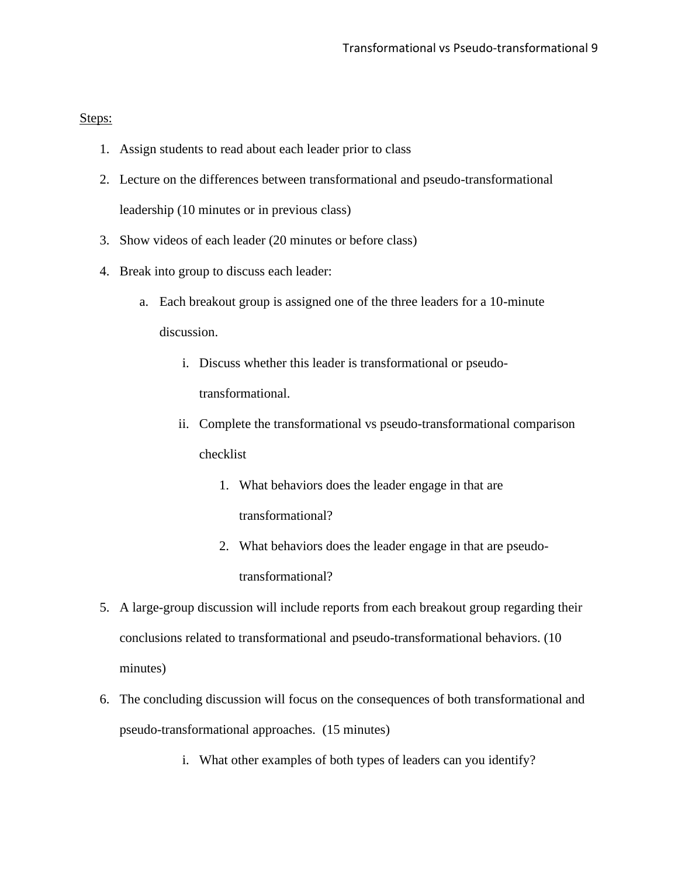<u>Steps:</u>

1. Assign students to read about each leader prior to class
2. Lecture on the differences between transformational and pseudo-transformational leadership (10 minutes or in previous class)
3. Show videos of each leader (20 minutes or before class)
4. Break into group to discuss each leader:
    a. Each breakout group is assigned one of the three leaders for a 10-minute discussion.
        i. Discuss whether this leader is transformational or pseudo-transformational.
        ii. Complete the transformational vs pseudo-transformational comparison checklist
            1. What behaviors does the leader engage in that are transformational?
            2. What behaviors does the leader engage in that are pseudo-transformational?
5. A large-group discussion will include reports from each breakout group regarding their conclusions related to transformational and pseudo-transformational behaviors. (10 minutes)
6. The concluding discussion will focus on the consequences of both transformational and pseudo-transformational approaches. (15 minutes)
    i. What other examples of both types of leaders can you identify?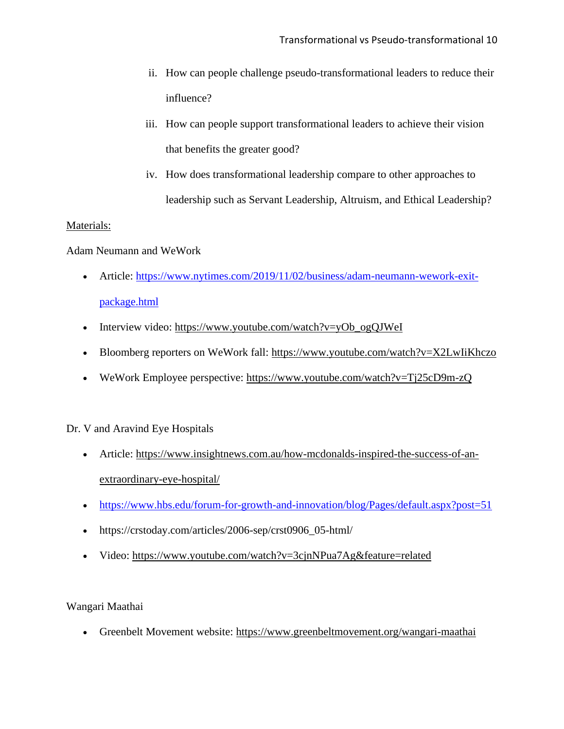ii. How can people challenge pseudo-transformational leaders to reduce their influence?

iii. How can people support transformational leaders to achieve their vision that benefits the greater good?

iv. How does transformational leadership compare to other approaches to leadership such as Servant Leadership, Altruism, and Ethical Leadership?

Materials:

Adam Neumann and WeWork

- Article: https://www.nytimes.com/2019/11/02/business/adam-neumann-wework-exit-package.html
- Interview video: https://www.youtube.com/watch?v=yOb_ogQJWeI
- Bloomberg reporters on WeWork fall: https://www.youtube.com/watch?v=X2LwIiKhczo
- WeWork Employee perspective: https://www.youtube.com/watch?v=Tj25cD9m-zQ

Dr. V and Aravind Eye Hospitals

- Article: https://www.insightnews.com.au/how-mcdonalds-inspired-the-success-of-an-extraordinary-eye-hospital/
- https://www.hbs.edu/forum-for-growth-and-innovation/blog/Pages/default.aspx?post=51
- https://crstoday.com/articles/2006-sep/crst0906_05-html/
- Video: https://www.youtube.com/watch?v=3cjnNPua7Ag&feature=related

Wangari Maathai

- Greenbelt Movement website: https://www.greenbeltmovement.org/wangari-maathai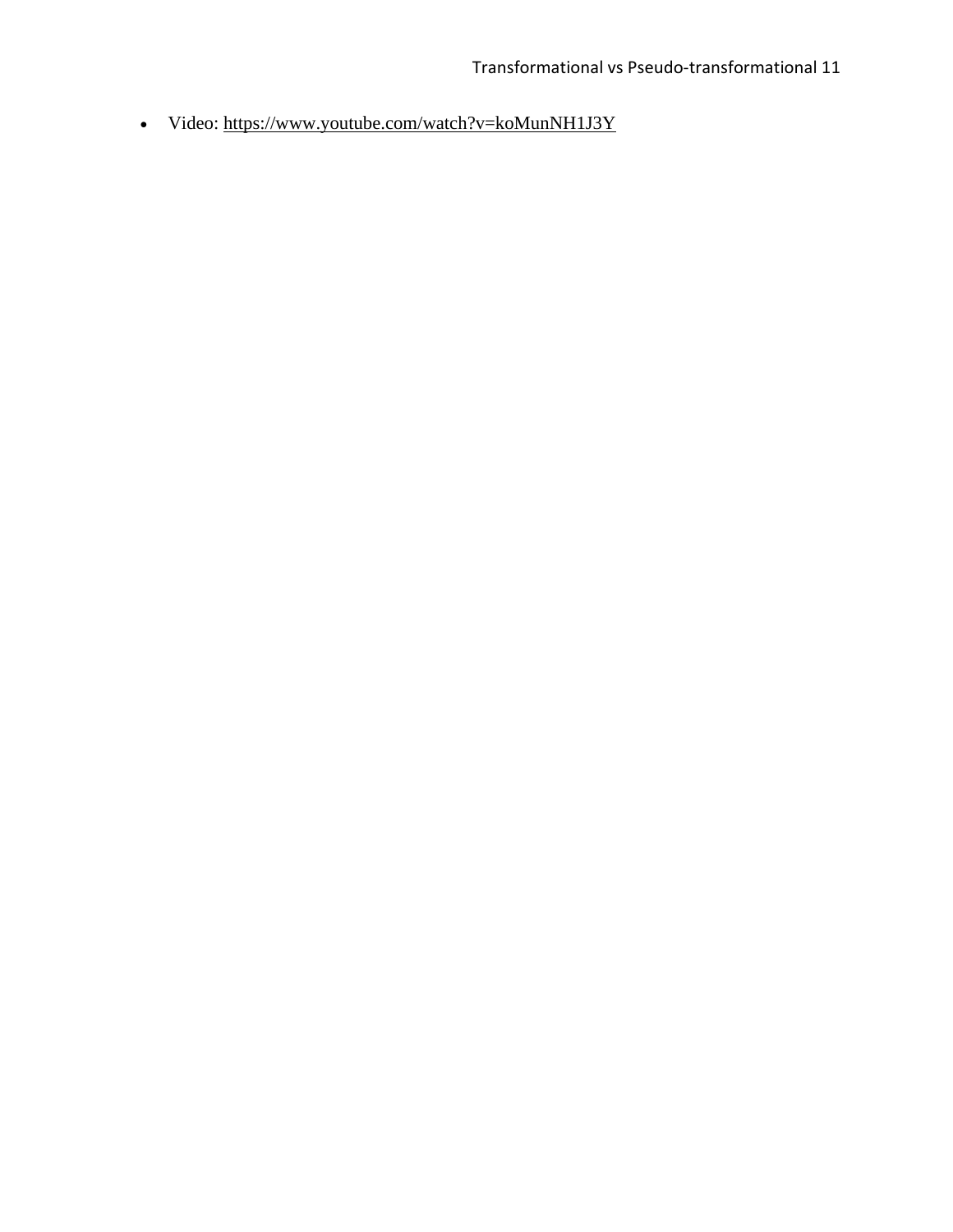- Video: https://www.youtube.com/watch?v=koMunNH1J3Y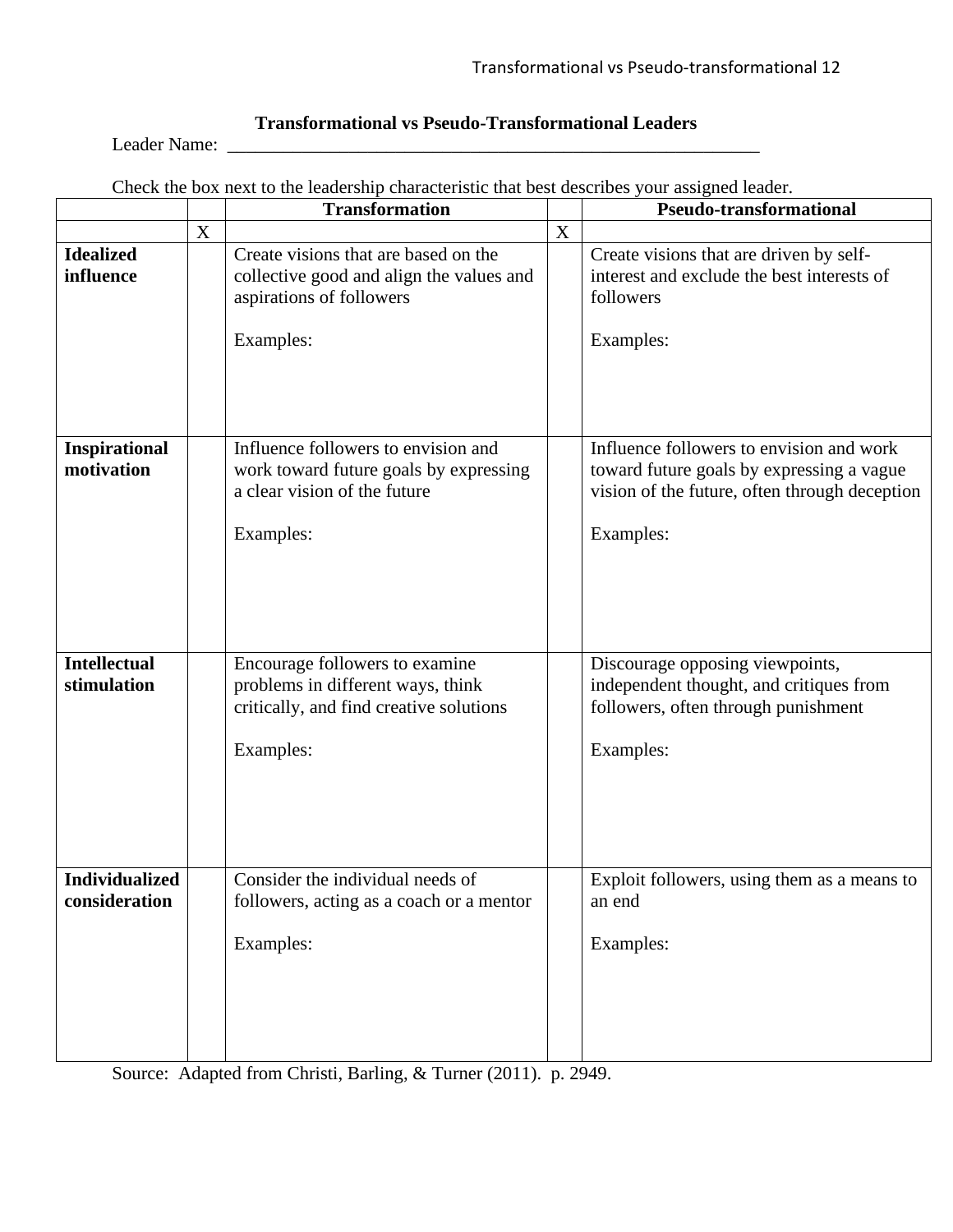**Transformational vs Pseudo-Transformational Leaders**

Leader Name: \_\_\_\_\_\_\_\_\_\_\_\_\_\_\_\_\_\_\_\_\_\_\_\_\_\_\_\_\_\_\_\_\_\_\_\_\_\_\_\_\_\_\_\_\_\_\_\_\_\_\_\_\_\_\_\_\_\_\_\_

Check the box next to the leadership characteristic that best describes your assigned leader.

| | | Transformation | | Pseudo-transformational |
|---|---|---|---|---|
| | X | | X | |
| **Idealized influence** | | Create visions that are based on the collective good and align the values and aspirations of followers<br><br>Examples: | | Create visions that are driven by self-interest and exclude the best interests of followers<br><br>Examples: |
| **Inspirational motivation** | | Influence followers to envision and work toward future goals by expressing a clear vision of the future<br><br>Examples: | | Influence followers to envision and work toward future goals by expressing a vague vision of the future, often through deception<br><br>Examples: |
| **Intellectual stimulation** | | Encourage followers to examine problems in different ways, think critically, and find creative solutions<br><br>Examples: | | Discourage opposing viewpoints, independent thought, and critiques from followers, often through punishment<br><br>Examples: |
| **Individualized consideration** | | Consider the individual needs of followers, acting as a coach or a mentor<br><br>Examples: | | Exploit followers, using them as a means to an end<br><br>Examples: |

Source: Adapted from Christi, Barling, & Turner (2011). p. 2949.